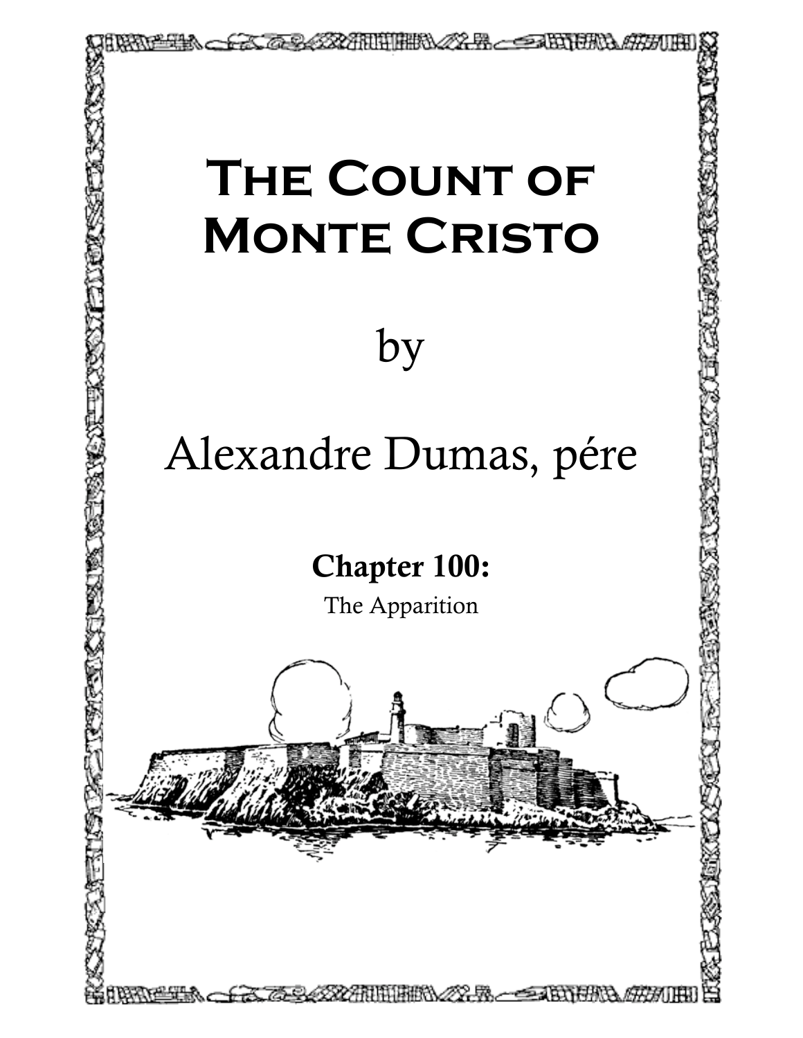# The Count of Monte Cristo

by

Alexandre Dumas, pére

**Chapter 100:**

The Apparition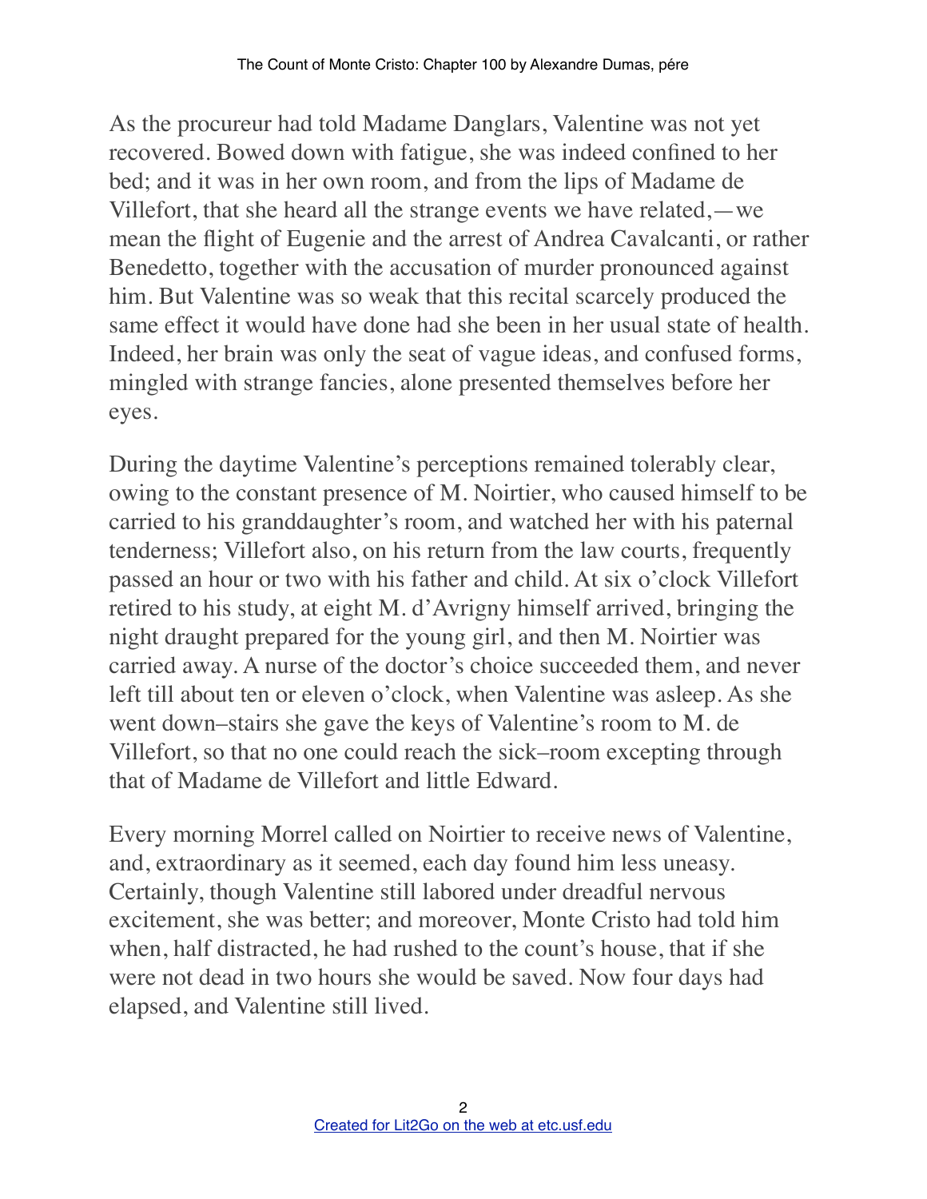As the procureur had told Madame Danglars, Valentine was not yet recovered. Bowed down with fatigue, she was indeed confined to her bed; and it was in her own room, and from the lips of Madame de Villefort, that she heard all the strange events we have related,—we mean the flight of Eugenie and the arrest of Andrea Cavalcanti, or rather Benedetto, together with the accusation of murder pronounced against him. But Valentine was so weak that this recital scarcely produced the same effect it would have done had she been in her usual state of health. Indeed, her brain was only the seat of vague ideas, and confused forms, mingled with strange fancies, alone presented themselves before her eyes.

During the daytime Valentine's perceptions remained tolerably clear, owing to the constant presence of M. Noirtier, who caused himself to be carried to his granddaughter's room, and watched her with his paternal tenderness; Villefort also, on his return from the law courts, frequently passed an hour or two with his father and child. At six o'clock Villefort retired to his study, at eight M. d'Avrigny himself arrived, bringing the night draught prepared for the young girl, and then M. Noirtier was carried away. A nurse of the doctor's choice succeeded them, and never left till about ten or eleven o'clock, when Valentine was asleep. As she went down–stairs she gave the keys of Valentine's room to M. de Villefort, so that no one could reach the sick–room excepting through that of Madame de Villefort and little Edward.

Every morning Morrel called on Noirtier to receive news of Valentine, and, extraordinary as it seemed, each day found him less uneasy. Certainly, though Valentine still labored under dreadful nervous excitement, she was better; and moreover, Monte Cristo had told him when, half distracted, he had rushed to the count's house, that if she were not dead in two hours she would be saved. Now four days had elapsed, and Valentine still lived.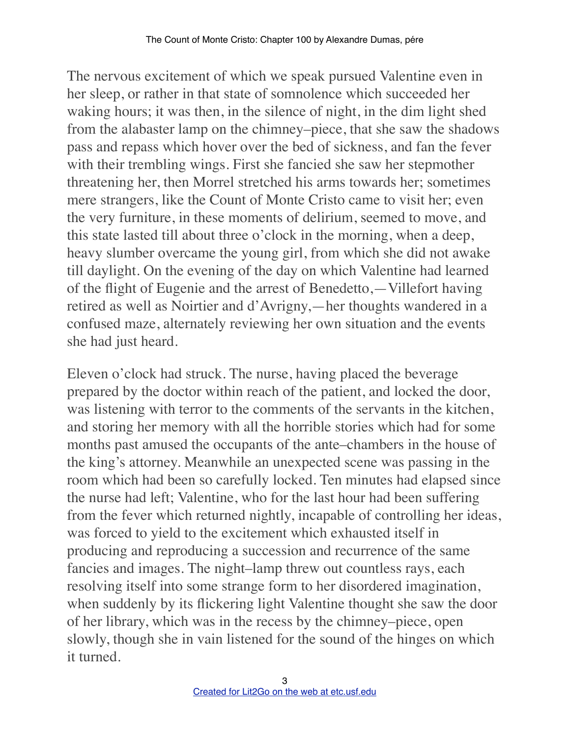The nervous excitement of which we speak pursued Valentine even in her sleep, or rather in that state of somnolence which succeeded her waking hours; it was then, in the silence of night, in the dim light shed from the alabaster lamp on the chimney–piece, that she saw the shadows pass and repass which hover over the bed of sickness, and fan the fever with their trembling wings. First she fancied she saw her stepmother threatening her, then Morrel stretched his arms towards her; sometimes mere strangers, like the Count of Monte Cristo came to visit her; even the very furniture, in these moments of delirium, seemed to move, and this state lasted till about three o'clock in the morning, when a deep, heavy slumber overcame the young girl, from which she did not awake till daylight. On the evening of the day on which Valentine had learned of the flight of Eugenie and the arrest of Benedetto,—Villefort having retired as well as Noirtier and d'Avrigny,—her thoughts wandered in a confused maze, alternately reviewing her own situation and the events she had just heard.

Eleven o'clock had struck. The nurse, having placed the beverage prepared by the doctor within reach of the patient, and locked the door, was listening with terror to the comments of the servants in the kitchen, and storing her memory with all the horrible stories which had for some months past amused the occupants of the ante–chambers in the house of the king's attorney. Meanwhile an unexpected scene was passing in the room which had been so carefully locked. Ten minutes had elapsed since the nurse had left; Valentine, who for the last hour had been suffering from the fever which returned nightly, incapable of controlling her ideas, was forced to yield to the excitement which exhausted itself in producing and reproducing a succession and recurrence of the same fancies and images. The night–lamp threw out countless rays, each resolving itself into some strange form to her disordered imagination, when suddenly by its flickering light Valentine thought she saw the door of her library, which was in the recess by the chimney–piece, open slowly, though she in vain listened for the sound of the hinges on which it turned.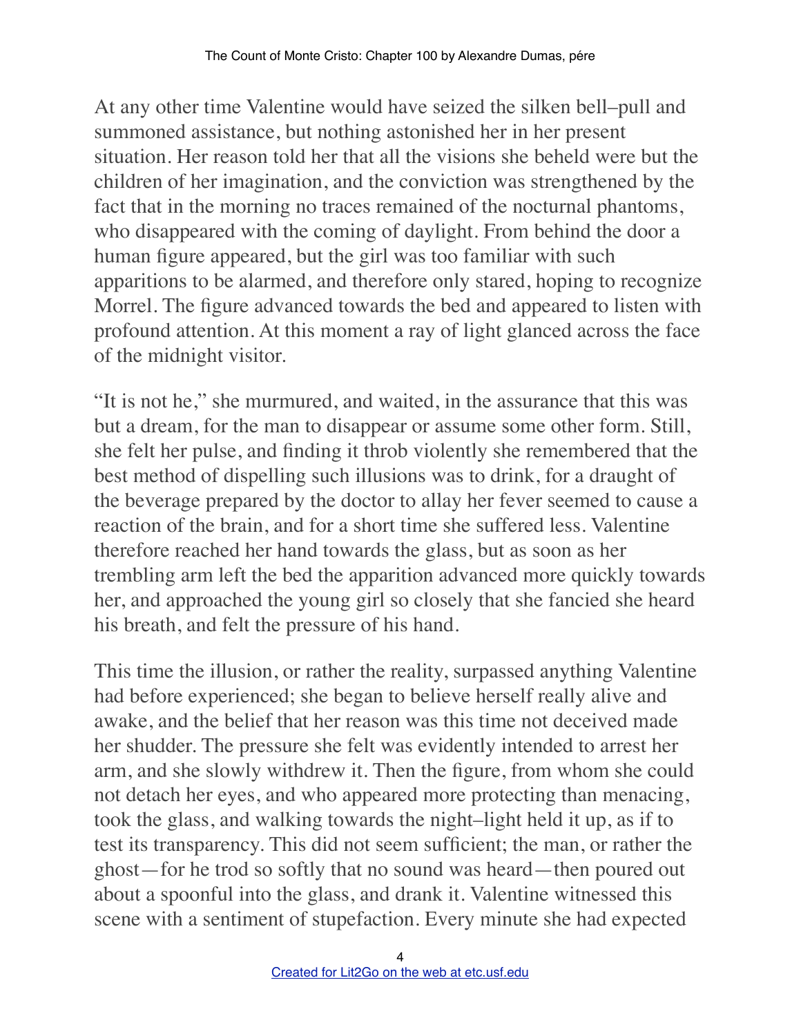At any other time Valentine would have seized the silken bell–pull and summoned assistance, but nothing astonished her in her present situation. Her reason told her that all the visions she beheld were but the children of her imagination, and the conviction was strengthened by the fact that in the morning no traces remained of the nocturnal phantoms, who disappeared with the coming of daylight. From behind the door a human figure appeared, but the girl was too familiar with such apparitions to be alarmed, and therefore only stared, hoping to recognize Morrel. The figure advanced towards the bed and appeared to listen with profound attention. At this moment a ray of light glanced across the face of the midnight visitor.

"It is not he," she murmured, and waited, in the assurance that this was but a dream, for the man to disappear or assume some other form. Still, she felt her pulse, and finding it throb violently she remembered that the best method of dispelling such illusions was to drink, for a draught of the beverage prepared by the doctor to allay her fever seemed to cause a reaction of the brain, and for a short time she suffered less. Valentine therefore reached her hand towards the glass, but as soon as her trembling arm left the bed the apparition advanced more quickly towards her, and approached the young girl so closely that she fancied she heard his breath, and felt the pressure of his hand.

This time the illusion, or rather the reality, surpassed anything Valentine had before experienced; she began to believe herself really alive and awake, and the belief that her reason was this time not deceived made her shudder. The pressure she felt was evidently intended to arrest her arm, and she slowly withdrew it. Then the figure, from whom she could not detach her eyes, and who appeared more protecting than menacing, took the glass, and walking towards the night–light held it up, as if to test its transparency. This did not seem sufficient; the man, or rather the ghost—for he trod so softly that no sound was heard—then poured out about a spoonful into the glass, and drank it. Valentine witnessed this scene with a sentiment of stupefaction. Every minute she had expected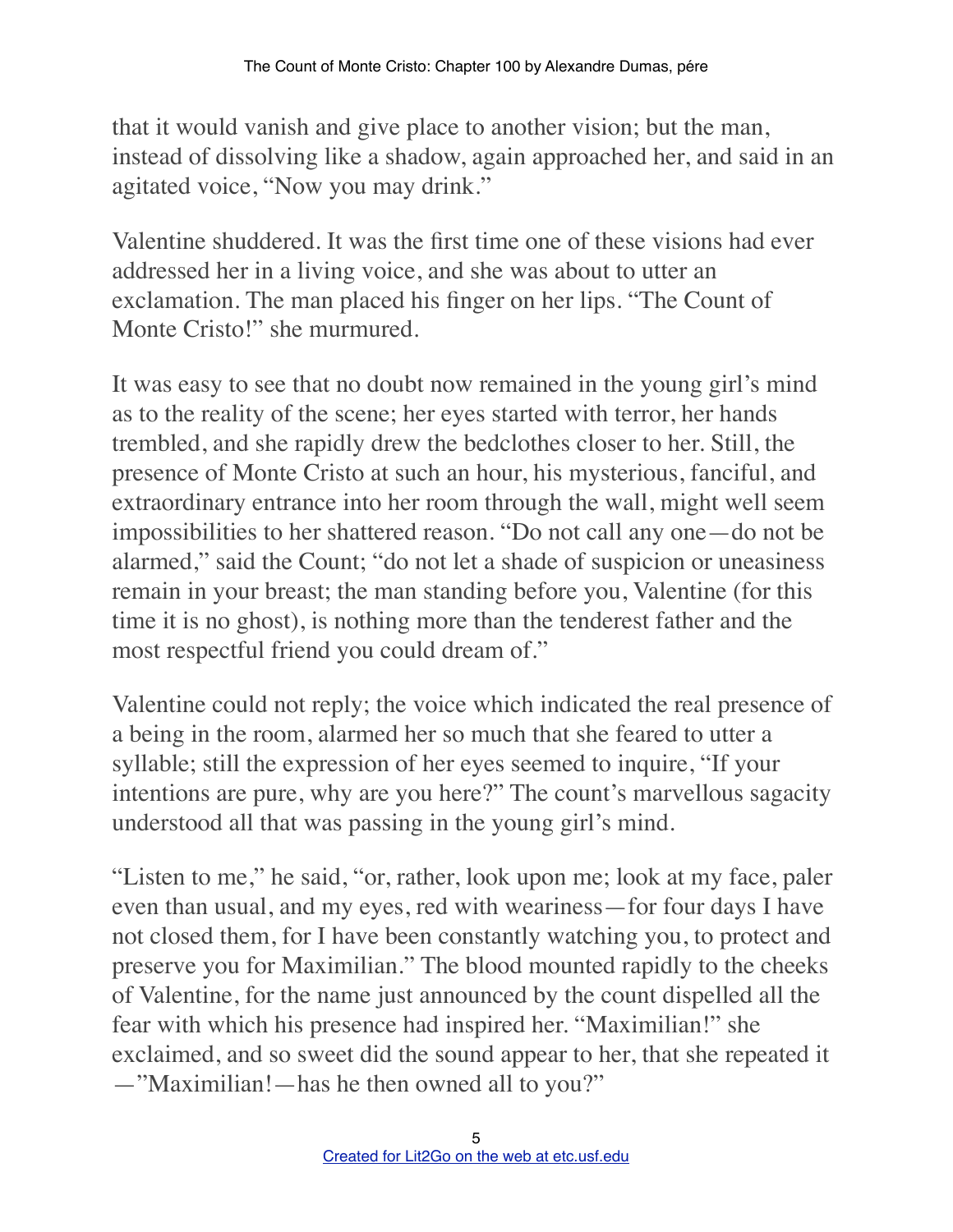that it would vanish and give place to another vision; but the man, instead of dissolving like a shadow, again approached her, and said in an agitated voice, "Now you may drink."

Valentine shuddered. It was the first time one of these visions had ever addressed her in a living voice, and she was about to utter an exclamation. The man placed his finger on her lips. "The Count of Monte Cristo!" she murmured.

It was easy to see that no doubt now remained in the young girl's mind as to the reality of the scene; her eyes started with terror, her hands trembled, and she rapidly drew the bedclothes closer to her. Still, the presence of Monte Cristo at such an hour, his mysterious, fanciful, and extraordinary entrance into her room through the wall, might well seem impossibilities to her shattered reason. "Do not call any one—do not be alarmed," said the Count; "do not let a shade of suspicion or uneasiness remain in your breast; the man standing before you, Valentine (for this time it is no ghost), is nothing more than the tenderest father and the most respectful friend you could dream of."

Valentine could not reply; the voice which indicated the real presence of a being in the room, alarmed her so much that she feared to utter a syllable; still the expression of her eyes seemed to inquire, "If your intentions are pure, why are you here?" The count's marvellous sagacity understood all that was passing in the young girl's mind.

"Listen to me," he said, "or, rather, look upon me; look at my face, paler even than usual, and my eyes, red with weariness—for four days I have not closed them, for I have been constantly watching you, to protect and preserve you for Maximilian." The blood mounted rapidly to the cheeks of Valentine, for the name just announced by the count dispelled all the fear with which his presence had inspired her. "Maximilian!" she exclaimed, and so sweet did the sound appear to her, that she repeated it—"Maximilian!—has he then owned all to you?"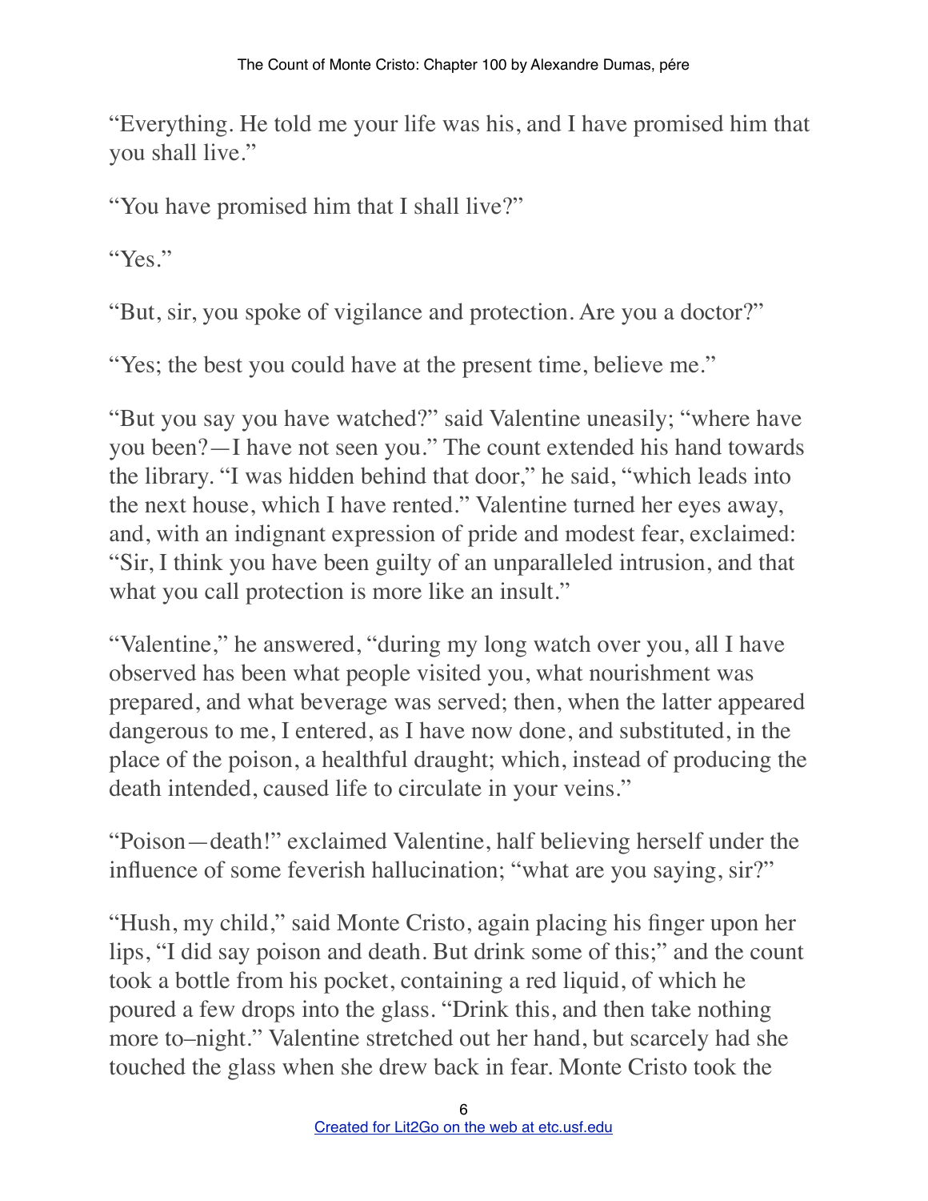"Everything. He told me your life was his, and I have promised him that you shall live."

"You have promised him that I shall live?"

"Yes."

"But, sir, you spoke of vigilance and protection. Are you a doctor?"

"Yes; the best you could have at the present time, believe me."

"But you say you have watched?" said Valentine uneasily; "where have you been?—I have not seen you." The count extended his hand towards the library. "I was hidden behind that door," he said, "which leads into the next house, which I have rented." Valentine turned her eyes away, and, with an indignant expression of pride and modest fear, exclaimed: "Sir, I think you have been guilty of an unparalleled intrusion, and that what you call protection is more like an insult."

"Valentine," he answered, "during my long watch over you, all I have observed has been what people visited you, what nourishment was prepared, and what beverage was served; then, when the latter appeared dangerous to me, I entered, as I have now done, and substituted, in the place of the poison, a healthful draught; which, instead of producing the death intended, caused life to circulate in your veins."

"Poison—death!" exclaimed Valentine, half believing herself under the influence of some feverish hallucination; "what are you saying, sir?"

"Hush, my child," said Monte Cristo, again placing his finger upon her lips, "I did say poison and death. But drink some of this;" and the count took a bottle from his pocket, containing a red liquid, of which he poured a few drops into the glass. "Drink this, and then take nothing more to–night." Valentine stretched out her hand, but scarcely had she touched the glass when she drew back in fear. Monte Cristo took the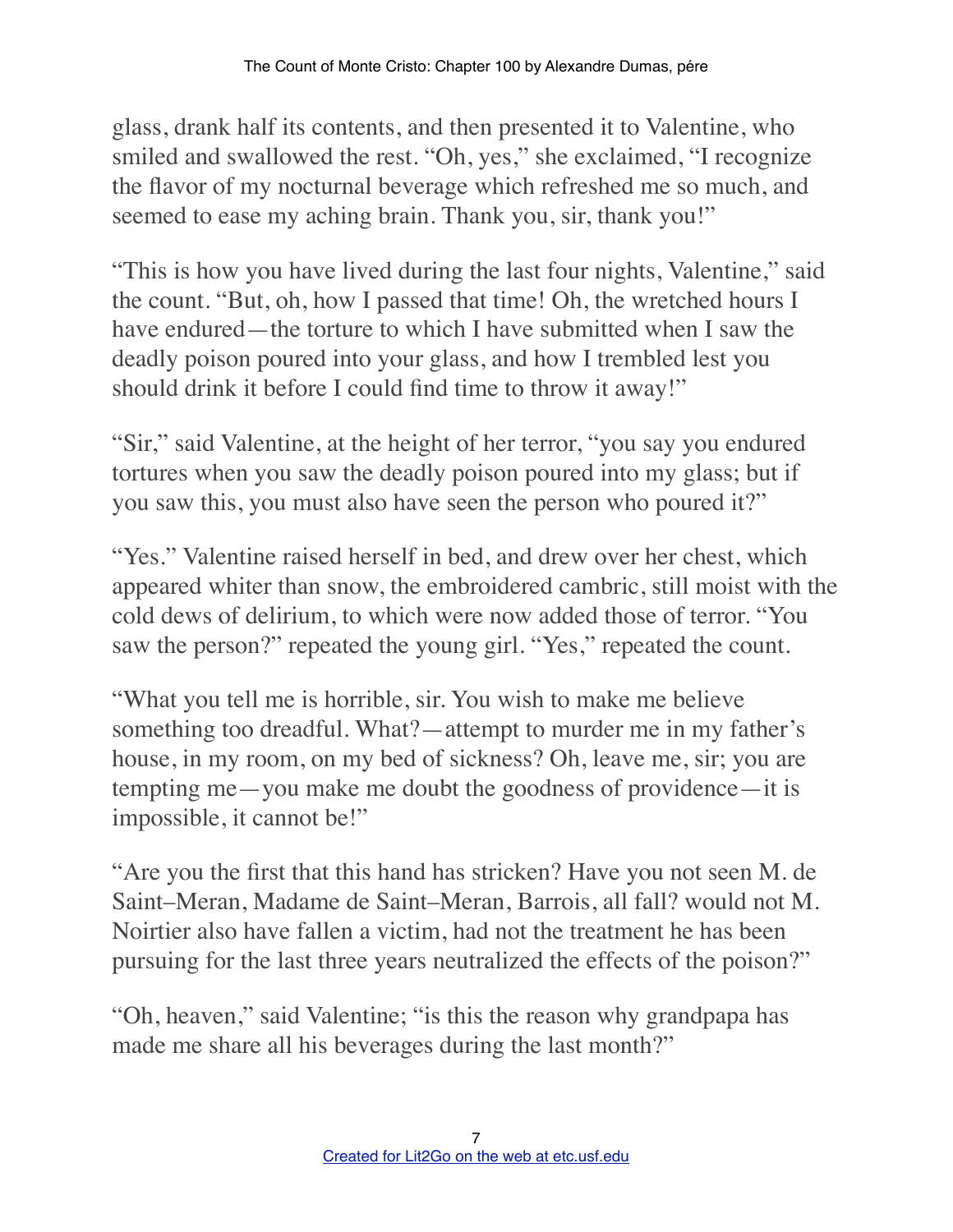glass, drank half its contents, and then presented it to Valentine, who smiled and swallowed the rest. "Oh, yes," she exclaimed, "I recognize the flavor of my nocturnal beverage which refreshed me so much, and seemed to ease my aching brain. Thank you, sir, thank you!"

"This is how you have lived during the last four nights, Valentine," said the count. "But, oh, how I passed that time! Oh, the wretched hours I have endured—the torture to which I have submitted when I saw the deadly poison poured into your glass, and how I trembled lest you should drink it before I could find time to throw it away!"

"Sir," said Valentine, at the height of her terror, "you say you endured tortures when you saw the deadly poison poured into my glass; but if you saw this, you must also have seen the person who poured it?"

"Yes." Valentine raised herself in bed, and drew over her chest, which appeared whiter than snow, the embroidered cambric, still moist with the cold dews of delirium, to which were now added those of terror. "You saw the person?" repeated the young girl. "Yes," repeated the count.

"What you tell me is horrible, sir. You wish to make me believe something too dreadful. What?—attempt to murder me in my father's house, in my room, on my bed of sickness? Oh, leave me, sir; you are tempting me—you make me doubt the goodness of providence—it is impossible, it cannot be!"

"Are you the first that this hand has stricken? Have you not seen M. de Saint–Meran, Madame de Saint–Meran, Barrois, all fall? would not M. Noirtier also have fallen a victim, had not the treatment he has been pursuing for the last three years neutralized the effects of the poison?"

"Oh, heaven," said Valentine; "is this the reason why grandpapa has made me share all his beverages during the last month?"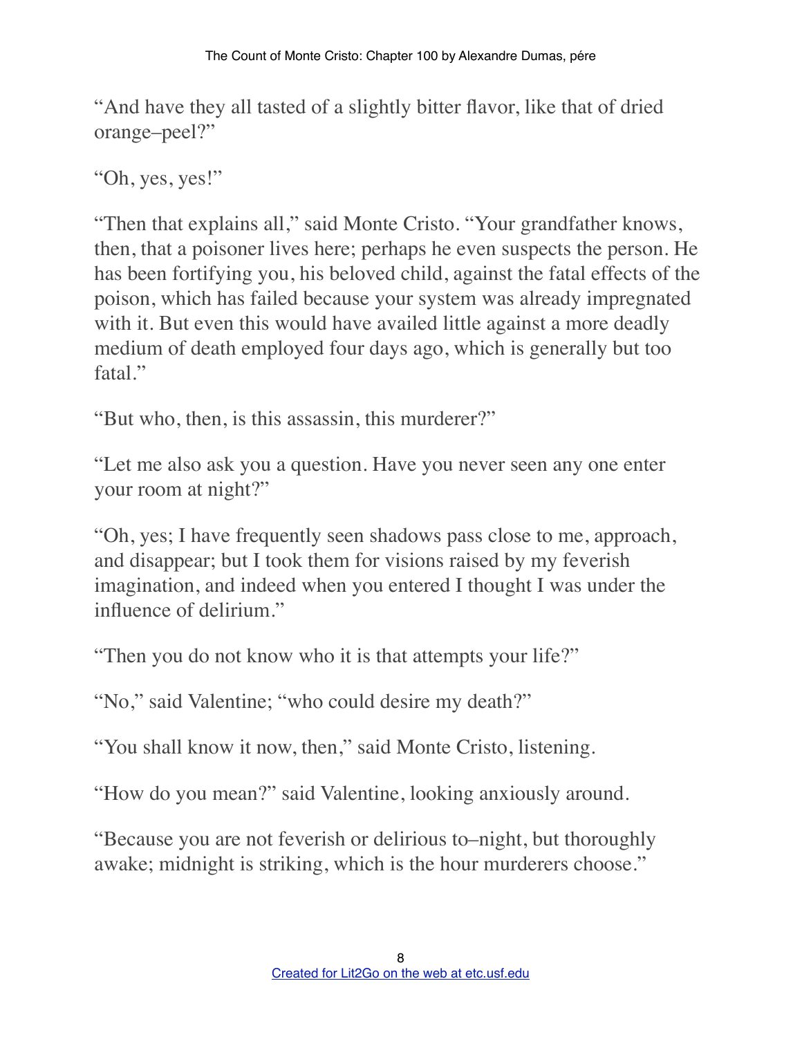"And have they all tasted of a slightly bitter flavor, like that of dried orange–peel?"

"Oh, yes, yes!"

"Then that explains all," said Monte Cristo. "Your grandfather knows, then, that a poisoner lives here; perhaps he even suspects the person. He has been fortifying you, his beloved child, against the fatal effects of the poison, which has failed because your system was already impregnated with it. But even this would have availed little against a more deadly medium of death employed four days ago, which is generally but too fatal."

"But who, then, is this assassin, this murderer?"

"Let me also ask you a question. Have you never seen any one enter your room at night?"

"Oh, yes; I have frequently seen shadows pass close to me, approach, and disappear; but I took them for visions raised by my feverish imagination, and indeed when you entered I thought I was under the influence of delirium."

"Then you do not know who it is that attempts your life?"

"No," said Valentine; "who could desire my death?"

"You shall know it now, then," said Monte Cristo, listening.

"How do you mean?" said Valentine, looking anxiously around.

"Because you are not feverish or delirious to–night, but thoroughly awake; midnight is striking, which is the hour murderers choose."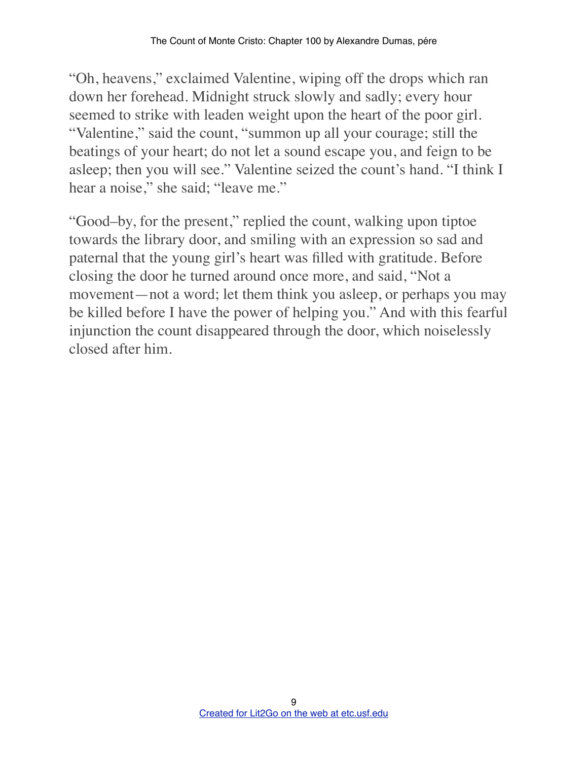"Oh, heavens," exclaimed Valentine, wiping off the drops which ran down her forehead. Midnight struck slowly and sadly; every hour seemed to strike with leaden weight upon the heart of the poor girl. "Valentine," said the count, "summon up all your courage; still the beatings of your heart; do not let a sound escape you, and feign to be asleep; then you will see." Valentine seized the count's hand. "I think I hear a noise," she said; "leave me."

"Good–by, for the present," replied the count, walking upon tiptoe towards the library door, and smiling with an expression so sad and paternal that the young girl's heart was filled with gratitude. Before closing the door he turned around once more, and said, "Not a movement—not a word; let them think you asleep, or perhaps you may be killed before I have the power of helping you." And with this fearful injunction the count disappeared through the door, which noiselessly closed after him.